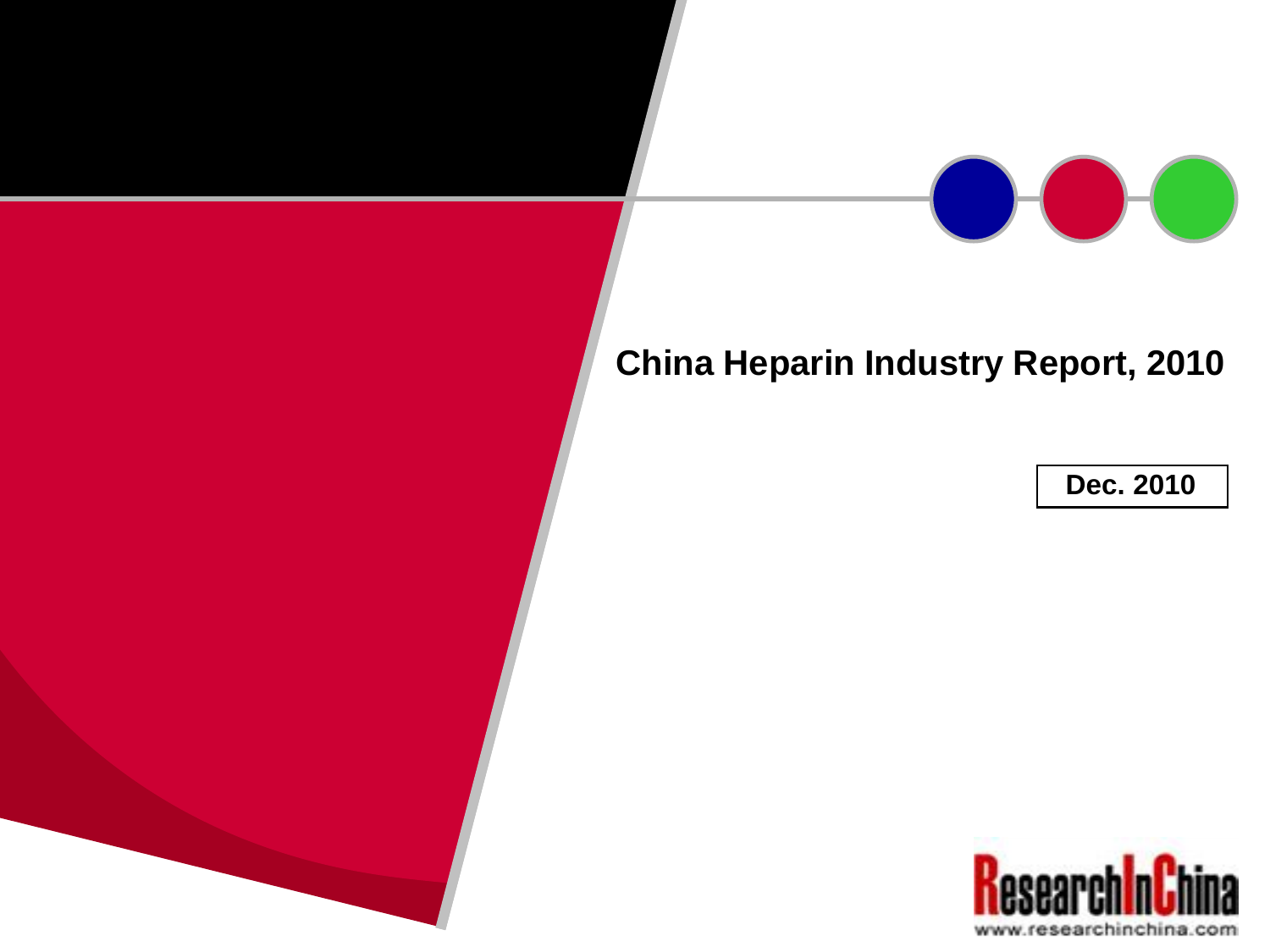# China Heparin Industry Report, 2010

**Dec. 2010**

ResearchInChina

www.researchinchina.com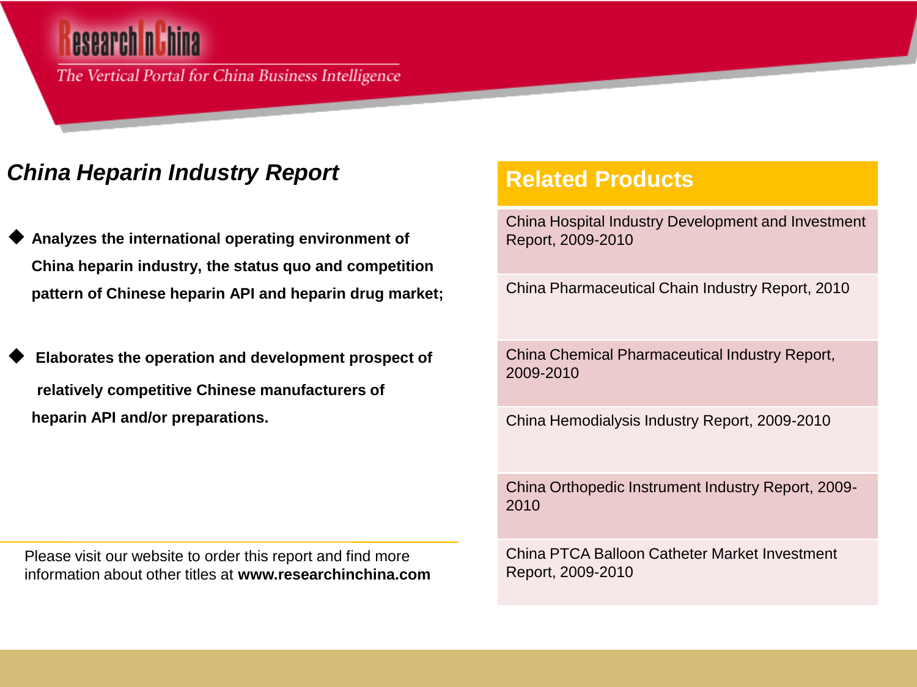ResearchInChina

*The Vertical Portal for China Business Intelligence*

## *China Heparin Industry Report*

- **Analyzes the international operating environment of China heparin industry, the status quo and competition pattern of Chinese heparin API and heparin drug market;**

- **Elaborates the operation and development prospect of relatively competitive Chinese manufacturers of heparin API and/or preparations.**

Please visit our website to order this report and find more information about other titles at **www.researchinchina.com**

## Related Products

- China Hospital Industry Development and Investment Report, 2009-2010
- China Pharmaceutical Chain Industry Report, 2010
- China Chemical Pharmaceutical Industry Report, 2009-2010
- China Hemodialysis Industry Report, 2009-2010
- China Orthopedic Instrument Industry Report, 2009-2010
- China PTCA Balloon Catheter Market Investment Report, 2009-2010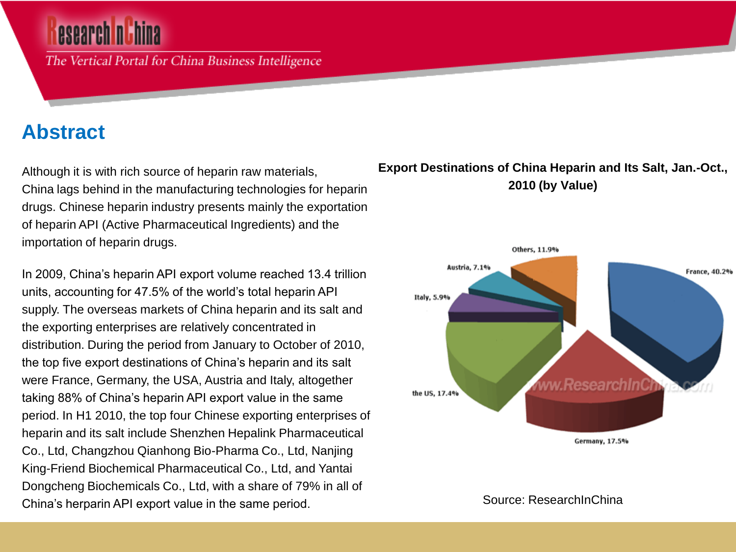## Abstract

Although it is with rich source of heparin raw materials, China lags behind in the manufacturing technologies for heparin drugs. Chinese heparin industry presents mainly the exportation of heparin API (Active Pharmaceutical Ingredients) and the importation of heparin drugs.

In 2009, China's heparin API export volume reached 13.4 trillion units, accounting for 47.5% of the world's total heparin API supply. The overseas markets of China heparin and its salt and the exporting enterprises are relatively concentrated in distribution. During the period from January to October of 2010, the top five export destinations of China's heparin and its salt were France, Germany, the USA, Austria and Italy, altogether taking 88% of China's heparin API export value in the same period. In H1 2010, the top four Chinese exporting enterprises of heparin and its salt include Shenzhen Hepalink Pharmaceutical Co., Ltd, Changzhou Qianhong Bio-Pharma Co., Ltd, Nanjing King-Friend Biochemical Pharmaceutical Co., Ltd, and Yantai Dongcheng Biochemicals Co., Ltd, with a share of 79% in all of China's herparin API export value in the same period.

**Export Destinations of China Heparin and Its Salt, Jan.-Oct., 2010 (by Value)**

| Destination | Share |
| --- | --- |
| France | 40.2% |
| Germany | 17.5% |
| the US | 17.4% |
| Italy | 5.9% |
| Austria | 7.1% |
| Others | 11.9% |

Source: ResearchInChina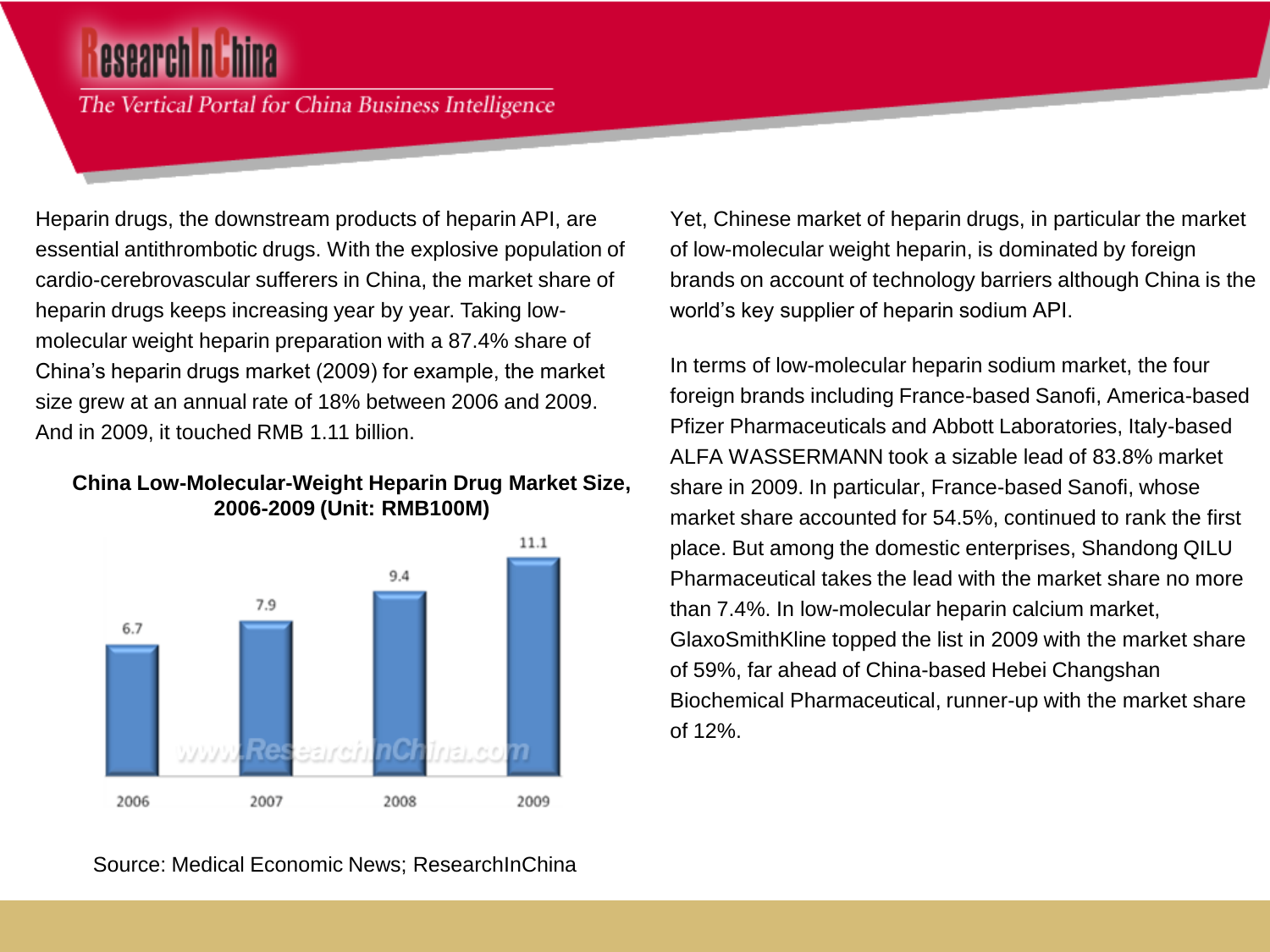Heparin drugs, the downstream products of heparin API, are essential antithrombotic drugs. With the explosive population of cardio-cerebrovascular sufferers in China, the market share of heparin drugs keeps increasing year by year. Taking low-molecular weight heparin preparation with a 87.4% share of China's heparin drugs market (2009) for example, the market size grew at an annual rate of 18% between 2006 and 2009. And in 2009, it touched RMB 1.11 billion.

**China Low-Molecular-Weight Heparin Drug Market Size, 2006-2009 (Unit: RMB100M)**

| Year | Market Size |
|---|---|
| 2006 | 6.7 |
| 2007 | 7.9 |
| 2008 | 9.4 |
| 2009 | 11.1 |

Source: Medical Economic News; ResearchInChina

Yet, Chinese market of heparin drugs, in particular the market of low-molecular weight heparin, is dominated by foreign brands on account of technology barriers although China is the world's key supplier of heparin sodium API.

In terms of low-molecular heparin sodium market, the four foreign brands including France-based Sanofi, America-based Pfizer Pharmaceuticals and Abbott Laboratories, Italy-based ALFA WASSERMANN took a sizable lead of 83.8% market share in 2009. In particular, France-based Sanofi, whose market share accounted for 54.5%, continued to rank the first place. But among the domestic enterprises, Shandong QILU Pharmaceutical takes the lead with the market share no more than 7.4%. In low-molecular heparin calcium market, GlaxoSmithKline topped the list in 2009 with the market share of 59%, far ahead of China-based Hebei Changshan Biochemical Pharmaceutical, runner-up with the market share of 12%.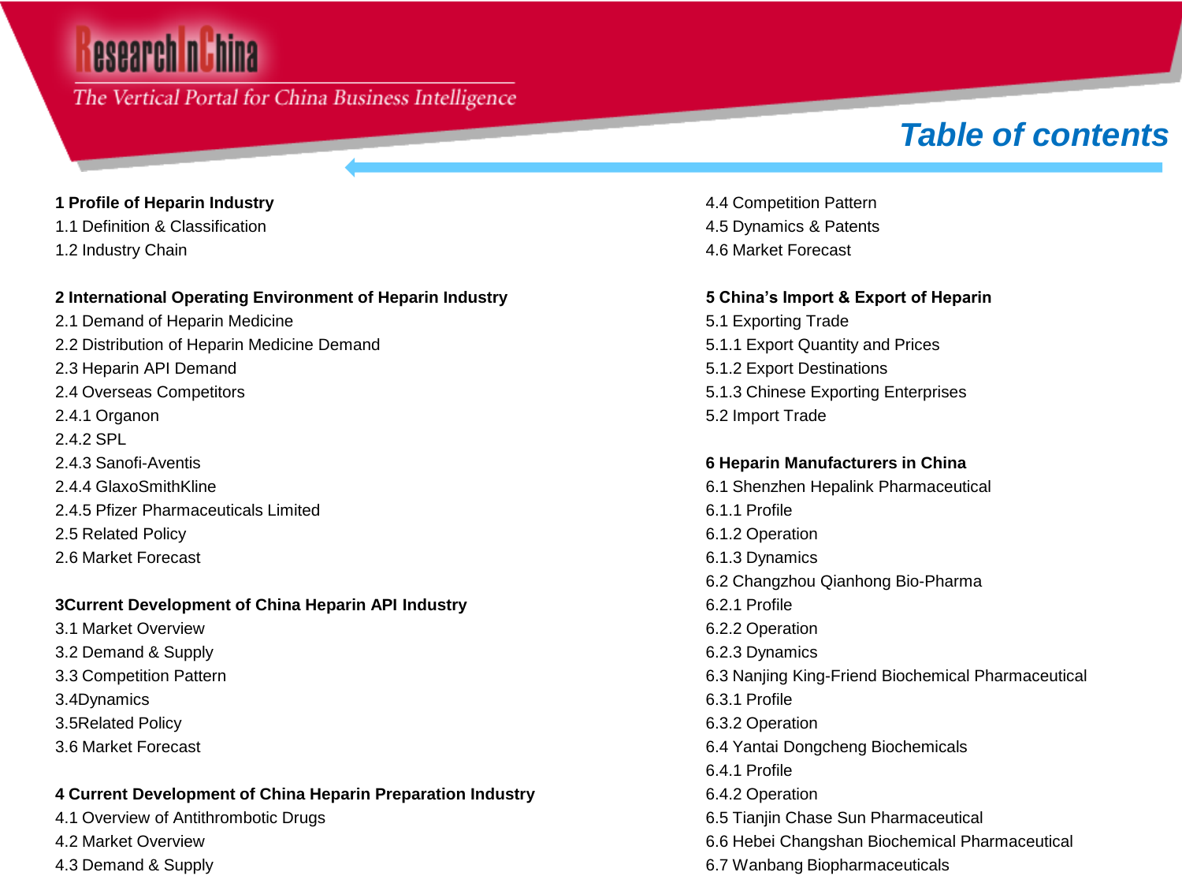# Table of contents

**1 Profile of Heparin Industry**

1.1 Definition & Classification

1.2 Industry Chain

**2 International Operating Environment of Heparin Industry**

2.1 Demand of Heparin Medicine

2.2 Distribution of Heparin Medicine Demand

2.3 Heparin API Demand

2.4 Overseas Competitors

2.4.1 Organon

2.4.2 SPL

2.4.3 Sanofi-Aventis

2.4.4 GlaxoSmithKline

2.4.5 Pfizer Pharmaceuticals Limited

2.5 Related Policy

2.6 Market Forecast

**3Current Development of China Heparin API Industry**

3.1 Market Overview

3.2 Demand & Supply

3.3 Competition Pattern

3.4Dynamics

3.5Related Policy

3.6 Market Forecast

**4 Current Development of China Heparin Preparation Industry**

4.1 Overview of Antithrombotic Drugs

4.2 Market Overview

4.3 Demand & Supply

4.4 Competition Pattern

4.5 Dynamics & Patents

4.6 Market Forecast

**5 China's Import & Export of Heparin**

5.1 Exporting Trade

5.1.1 Export Quantity and Prices

5.1.2 Export Destinations

5.1.3 Chinese Exporting Enterprises

5.2 Import Trade

**6 Heparin Manufacturers in China**

6.1 Shenzhen Hepalink Pharmaceutical

6.1.1 Profile

6.1.2 Operation

6.1.3 Dynamics

6.2 Changzhou Qianhong Bio-Pharma

6.2.1 Profile

6.2.2 Operation

6.2.3 Dynamics

6.3 Nanjing King-Friend Biochemical Pharmaceutical

6.3.1 Profile

6.3.2 Operation

6.4 Yantai Dongcheng Biochemicals

6.4.1 Profile

6.4.2 Operation

6.5 Tianjin Chase Sun Pharmaceutical

6.6 Hebei Changshan Biochemical Pharmaceutical

6.7 Wanbang Biopharmaceuticals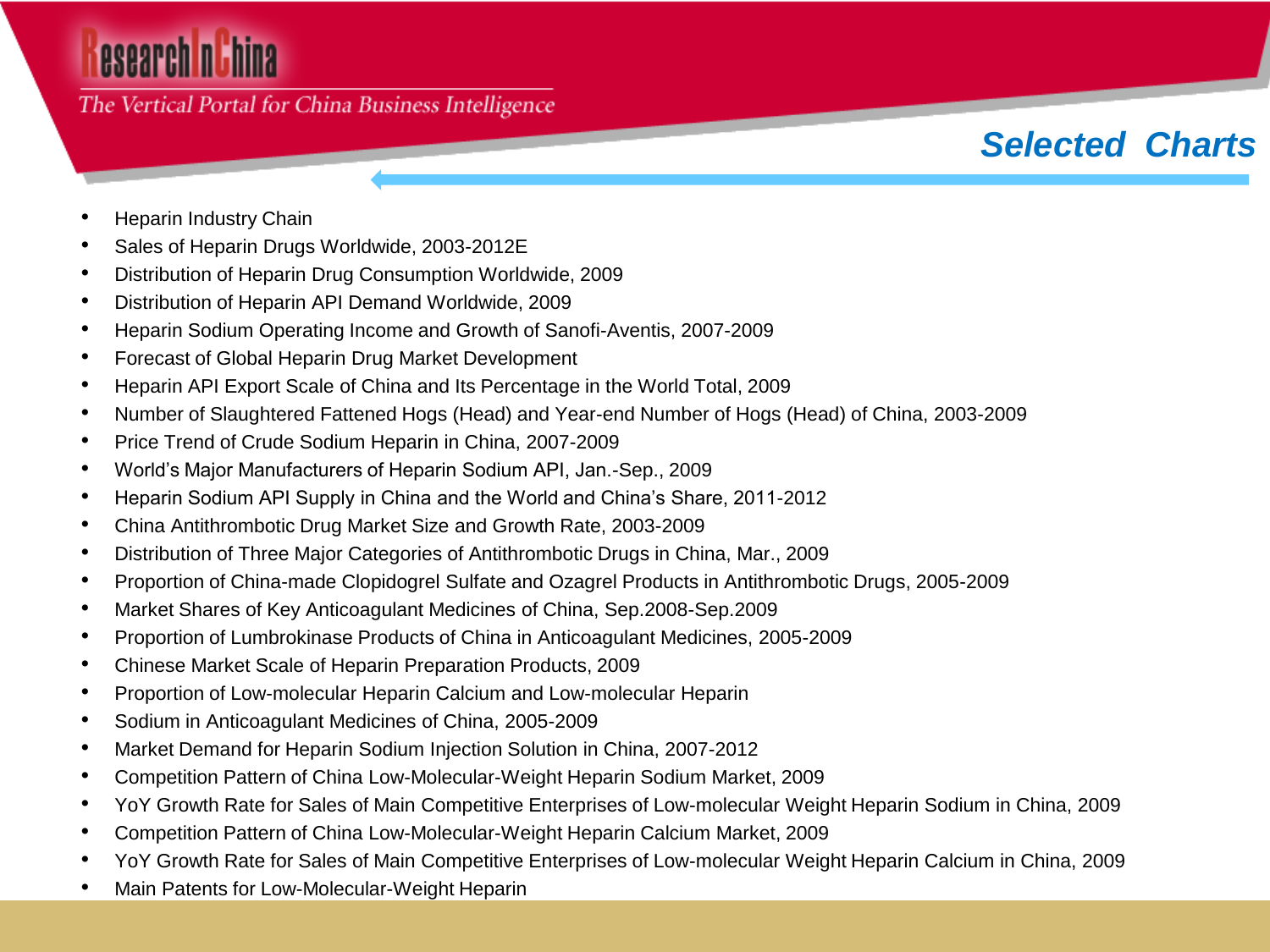## Selected Charts

- Heparin Industry Chain
- Sales of Heparin Drugs Worldwide, 2003-2012E
- Distribution of Heparin Drug Consumption Worldwide, 2009
- Distribution of Heparin API Demand Worldwide, 2009
- Heparin Sodium Operating Income and Growth of Sanofi-Aventis, 2007-2009
- Forecast of Global Heparin Drug Market Development
- Heparin API Export Scale of China and Its Percentage in the World Total, 2009
- Number of Slaughtered Fattened Hogs (Head) and Year-end Number of Hogs (Head) of China, 2003-2009
- Price Trend of Crude Sodium Heparin in China, 2007-2009
- World's Major Manufacturers of Heparin Sodium API, Jan.-Sep., 2009
- Heparin Sodium API Supply in China and the World and China's Share, 2011-2012
- China Antithrombotic Drug Market Size and Growth Rate, 2003-2009
- Distribution of Three Major Categories of Antithrombotic Drugs in China, Mar., 2009
- Proportion of China-made Clopidogrel Sulfate and Ozagrel Products in Antithrombotic Drugs, 2005-2009
- Market Shares of Key Anticoagulant Medicines of China, Sep.2008-Sep.2009
- Proportion of Lumbrokinase Products of China in Anticoagulant Medicines, 2005-2009
- Chinese Market Scale of Heparin Preparation Products, 2009
- Proportion of Low-molecular Heparin Calcium and Low-molecular Heparin
- Sodium in Anticoagulant Medicines of China, 2005-2009
- Market Demand for Heparin Sodium Injection Solution in China, 2007-2012
- Competition Pattern of China Low-Molecular-Weight Heparin Sodium Market, 2009
- YoY Growth Rate for Sales of Main Competitive Enterprises of Low-molecular Weight Heparin Sodium in China, 2009
- Competition Pattern of China Low-Molecular-Weight Heparin Calcium Market, 2009
- YoY Growth Rate for Sales of Main Competitive Enterprises of Low-molecular Weight Heparin Calcium in China, 2009
- Main Patents for Low-Molecular-Weight Heparin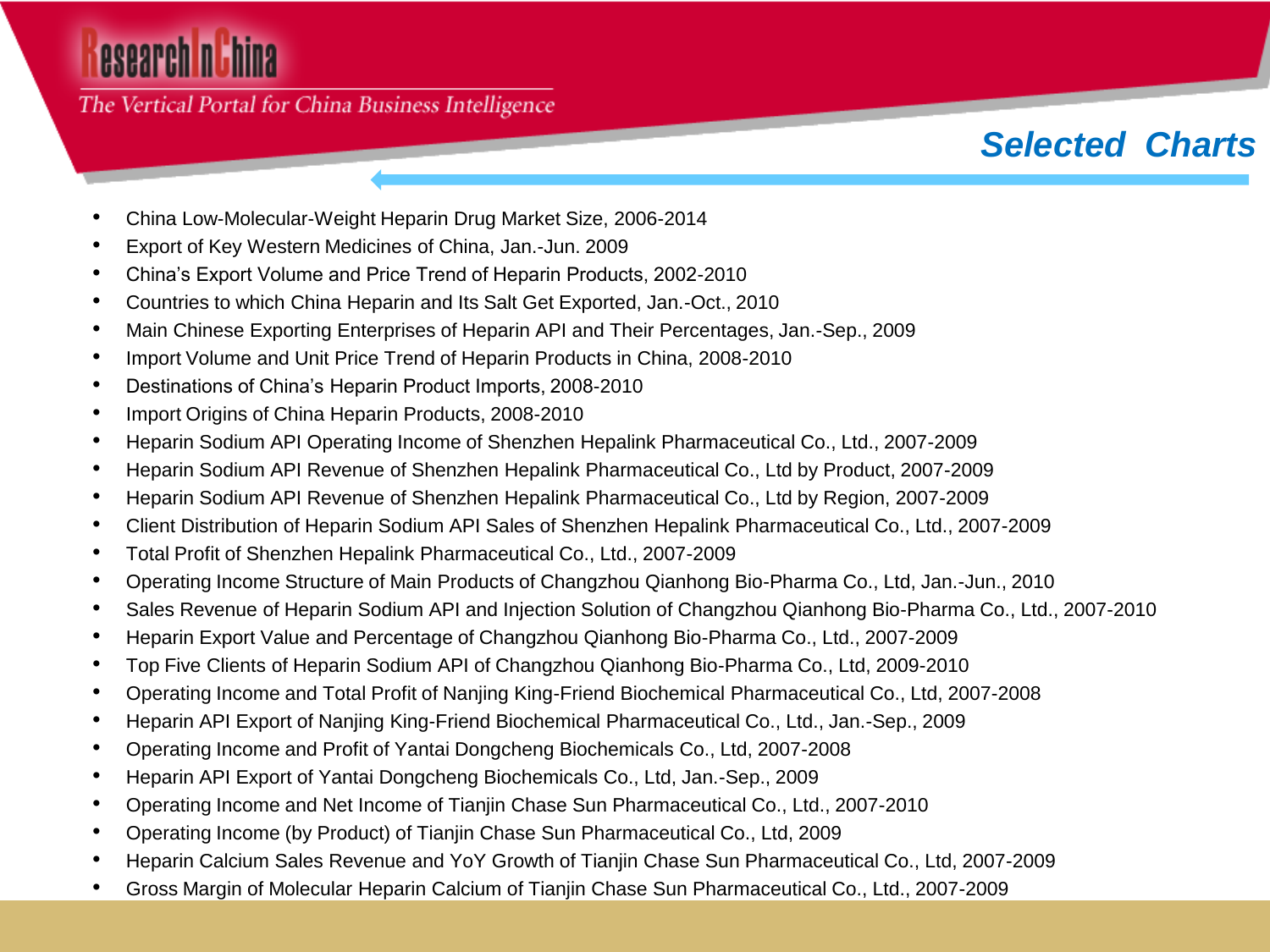## Selected Charts

- China Low-Molecular-Weight Heparin Drug Market Size, 2006-2014
- Export of Key Western Medicines of China, Jan.-Jun. 2009
- China's Export Volume and Price Trend of Heparin Products, 2002-2010
- Countries to which China Heparin and Its Salt Get Exported, Jan.-Oct., 2010
- Main Chinese Exporting Enterprises of Heparin API and Their Percentages, Jan.-Sep., 2009
- Import Volume and Unit Price Trend of Heparin Products in China, 2008-2010
- Destinations of China's Heparin Product Imports, 2008-2010
- Import Origins of China Heparin Products, 2008-2010
- Heparin Sodium API Operating Income of Shenzhen Hepalink Pharmaceutical Co., Ltd., 2007-2009
- Heparin Sodium API Revenue of Shenzhen Hepalink Pharmaceutical Co., Ltd by Product, 2007-2009
- Heparin Sodium API Revenue of Shenzhen Hepalink Pharmaceutical Co., Ltd by Region, 2007-2009
- Client Distribution of Heparin Sodium API Sales of Shenzhen Hepalink Pharmaceutical Co., Ltd., 2007-2009
- Total Profit of Shenzhen Hepalink Pharmaceutical Co., Ltd., 2007-2009
- Operating Income Structure of Main Products of Changzhou Qianhong Bio-Pharma Co., Ltd, Jan.-Jun., 2010
- Sales Revenue of Heparin Sodium API and Injection Solution of Changzhou Qianhong Bio-Pharma Co., Ltd., 2007-2010
- Heparin Export Value and Percentage of Changzhou Qianhong Bio-Pharma Co., Ltd., 2007-2009
- Top Five Clients of Heparin Sodium API of Changzhou Qianhong Bio-Pharma Co., Ltd, 2009-2010
- Operating Income and Total Profit of Nanjing King-Friend Biochemical Pharmaceutical Co., Ltd, 2007-2008
- Heparin API Export of Nanjing King-Friend Biochemical Pharmaceutical Co., Ltd., Jan.-Sep., 2009
- Operating Income and Profit of Yantai Dongcheng Biochemicals Co., Ltd, 2007-2008
- Heparin API Export of Yantai Dongcheng Biochemicals Co., Ltd, Jan.-Sep., 2009
- Operating Income and Net Income of Tianjin Chase Sun Pharmaceutical Co., Ltd., 2007-2010
- Operating Income (by Product) of Tianjin Chase Sun Pharmaceutical Co., Ltd, 2009
- Heparin Calcium Sales Revenue and YoY Growth of Tianjin Chase Sun Pharmaceutical Co., Ltd, 2007-2009
- Gross Margin of Molecular Heparin Calcium of Tianjin Chase Sun Pharmaceutical Co., Ltd., 2007-2009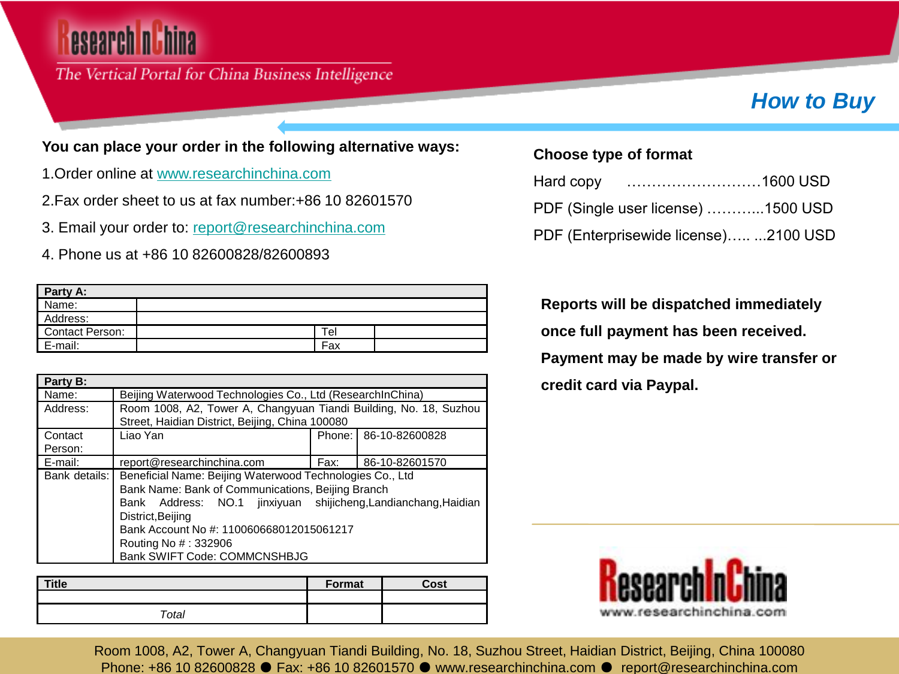## How to Buy

**You can place your order in the following alternative ways:**

1.Order online at www.researchinchina.com

2.Fax order sheet to us at fax number:+86 10 82601570

3. Email your order to: report@researchinchina.com

4. Phone us at +86 10 82600828/82600893

| **Party A:** | | | |
|---|---|---|---|
| Name: | | | |
| Address: | | | |
| Contact Person: | | Tel | |
| E-mail: | | Fax | |

| **Party B:** | | | |
|---|---|---|---|
| Name: | Beijing Waterwood Technologies Co., Ltd (ResearchInChina) | | |
| Address: | Room 1008, A2, Tower A, Changyuan Tiandi Building, No. 18, Suzhou Street, Haidian District, Beijing, China 100080 | | |
| Contact Person: | Liao Yan | Phone: | 86-10-82600828 |
| E-mail: | report@researchinchina.com | Fax: | 86-10-82601570 |
| Bank details: | Beneficial Name: Beijing Waterwood Technologies Co., Ltd<br>Bank Name: Bank of Communications, Beijing Branch<br>Bank Address: NO.1 jinxiyuan shijicheng,Landianchang,Haidian District,Beijing<br>Bank Account No #: 110060668012015061217<br>Routing No # : 332906<br>Bank SWIFT Code: COMMCNSHBJG | | |

| **Title** | **Format** | **Cost** |
|---|---|---|
| | | |
| *Total* | | |

**Choose type of format**

Hard copy ………………………1600 USD

PDF (Single user license) ………...1500 USD

PDF (Enterprisewide license)….. ...2100 USD

**Reports will be dispatched immediately once full payment has been received. Payment may be made by wire transfer or credit card via Paypal.**

ResearchInChina
www.researchinchina.com